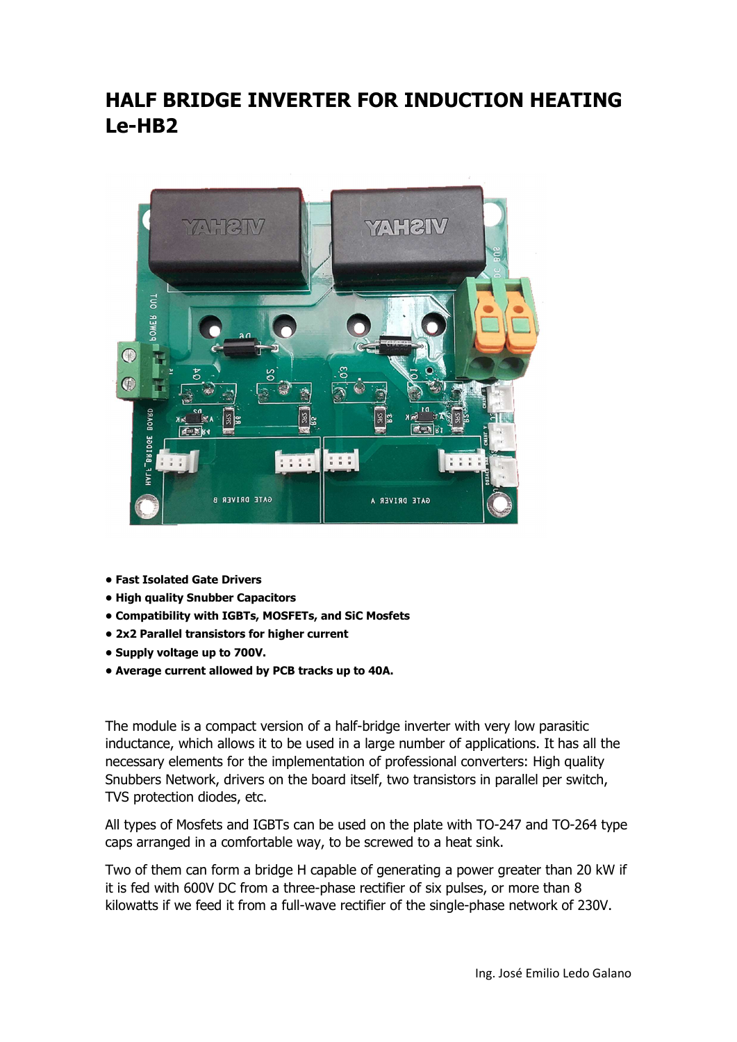# HALF BRIDGE INVERTER FOR INDUCTION HEATING Le-HB2

- **Fast Isolated Gate Drivers**
- **High quality Snubber Capacitors**
- **Compatibility with IGBTs, MOSFETs, and SiC Mosfets**
- **2x2 Parallel transistors for higher current**
- **Supply voltage up to 700V.**
- **Average current allowed by PCB tracks up to 40A.**

The module is a compact version of a half-bridge inverter with very low parasitic inductance, which allows it to be used in a large number of applications. It has all the necessary elements for the implementation of professional converters: High quality Snubbers Network, drivers on the board itself, two transistors in parallel per switch, TVS protection diodes, etc.

All types of Mosfets and IGBTs can be used on the plate with TO-247 and TO-264 type caps arranged in a comfortable way, to be screwed to a heat sink.

Two of them can form a bridge H capable of generating a power greater than 20 kW if it is fed with 600V DC from a three-phase rectifier of six pulses, or more than 8 kilowatts if we feed it from a full-wave rectifier of the single-phase network of 230V.

Ing. José Emilio Ledo Galano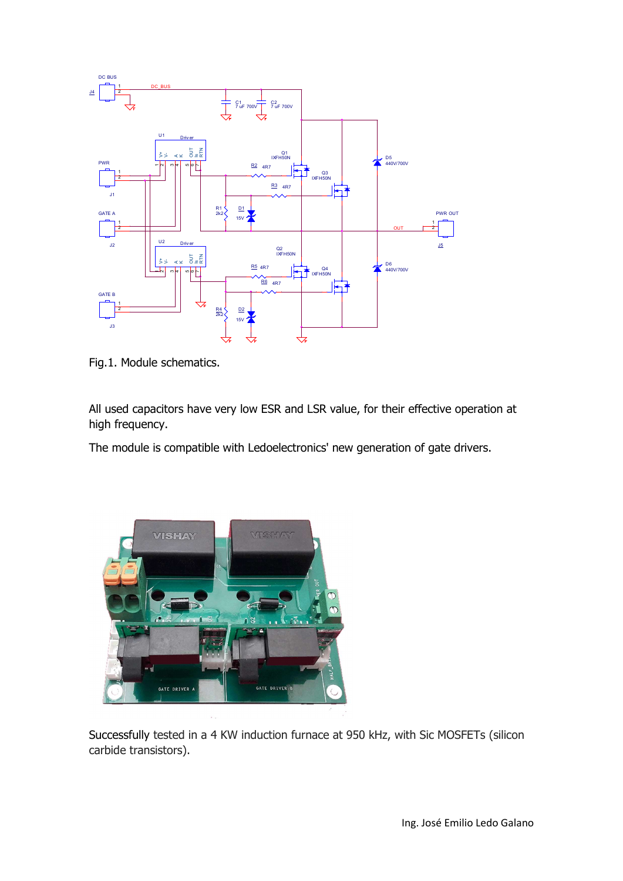Fig.1. Module schematics.

All used capacitors have very low ESR and LSR value, for their effective operation at high frequency.

The module is compatible with Ledoelectronics' new generation of gate drivers.

Successfully tested in a 4 KW induction furnace at 950 kHz, with Sic MOSFETs (silicon carbide transistors).

Ing. José Emilio Ledo Galano